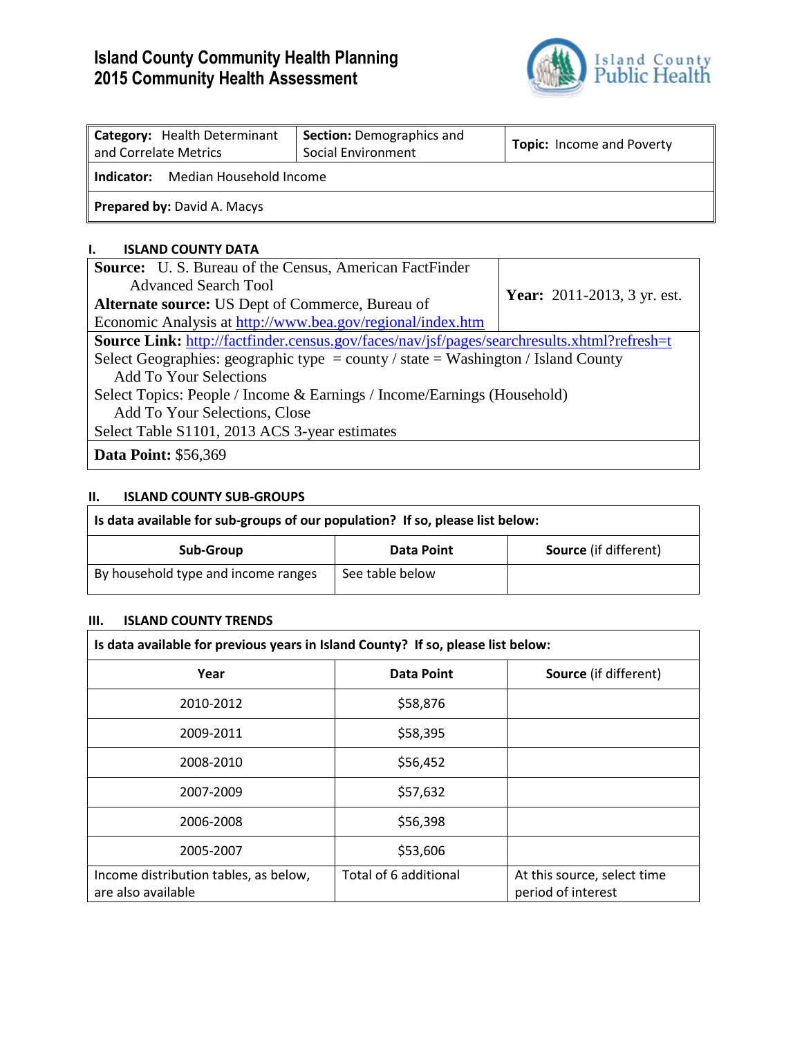# Island County Community Health Planning
# 2015 Community Health Assessment

| **Category:** Health Determinant and Correlate Metrics | **Section:** Demographics and Social Environment | **Topic:** Income and Poverty |
|---|---|---|
| **Indicator:** Median Household Income | | |
| **Prepared by:** David A. Macys | | |

## I. ISLAND COUNTY DATA

| **Source:** U. S. Bureau of the Census, American FactFinder Advanced Search Tool<br>**Alternate source:** US Dept of Commerce, Bureau of Economic Analysis at http://www.bea.gov/regional/index.htm | **Year:** 2011-2013, 3 yr. est. |
|---|---|
| **Source Link:** http://factfinder.census.gov/faces/nav/jsf/pages/searchresults.xhtml?refresh=t<br>Select Geographies: geographic type = county / state = Washington / Island County<br>Add To Your Selections<br>Select Topics: People / Income & Earnings / Income/Earnings (Household)<br>Add To Your Selections, Close<br>Select Table S1101, 2013 ACS 3-year estimates | |
| **Data Point:** $56,369 | |

## II. ISLAND COUNTY SUB-GROUPS

**Is data available for sub-groups of our population? If so, please list below:**

| Sub-Group | Data Point | Source (if different) |
|---|---|---|
| By household type and income ranges | See table below | |

## III. ISLAND COUNTY TRENDS

**Is data available for previous years in Island County? If so, please list below:**

| Year | Data Point | Source (if different) |
|---|---|---|
| 2010-2012 | $58,876 | |
| 2009-2011 | $58,395 | |
| 2008-2010 | $56,452 | |
| 2007-2009 | $57,632 | |
| 2006-2008 | $56,398 | |
| 2005-2007 | $53,606 | |
| Income distribution tables, as below, are also available | Total of 6 additional | At this source, select time period of interest |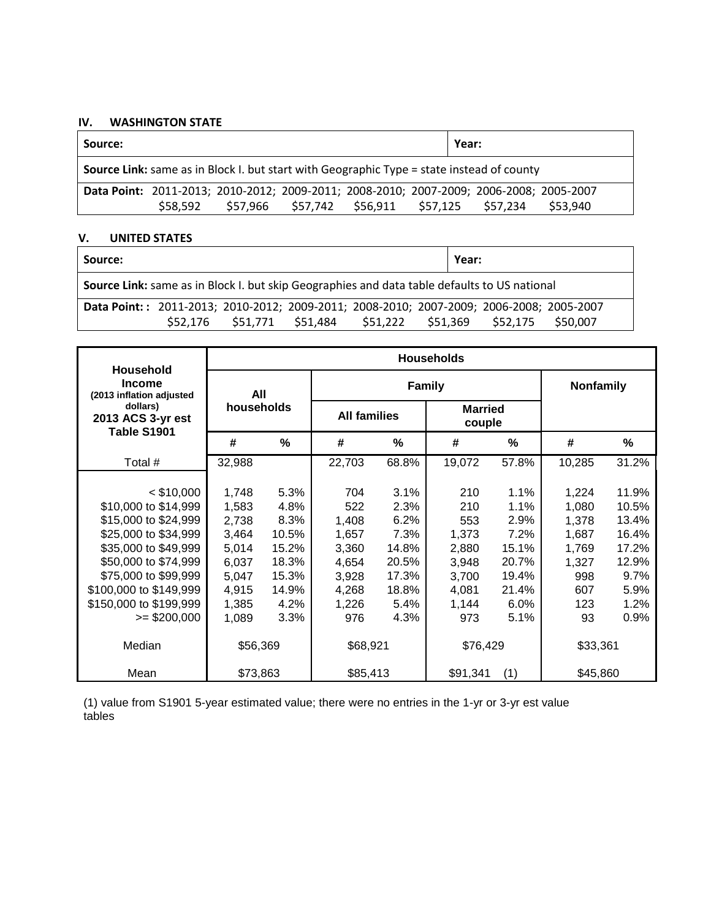## IV. WASHINGTON STATE

| Source: | Year: |
|---|---|
| **Source Link:** same as in Block I. but start with Geographic Type = state instead of county | |
| **Data Point:** 2011-2013; 2010-2012; 2009-2011; 2008-2010; 2007-2009; 2006-2008; 2005-2007<br>$58,592 $57,966 $57,742 $56,911 $57,125 $57,234 $53,940 | |

## V. UNITED STATES

| Source: | Year: |
|---|---|
| **Source Link:** same as in Block I. but skip Geographies and data table defaults to US national | |
| **Data Point: :** 2011-2013; 2010-2012; 2009-2011; 2008-2010; 2007-2009; 2006-2008; 2005-2007<br>$52,176 $51,771 $51,484 $51,222 $51,369 $52,175 $50,007 | |

| Household Income (2013 inflation adjusted dollars) 2013 ACS 3-yr est Table S1901 | Households | | | | | | | |
|---|---|---|---|---|---|---|---|---|
| | All households | | Family | | | | Nonfamily | |
| | | | All families | | Married couple | | | |
| | # | % | # | % | # | % | # | % |
| Total # | 32,988 | | 22,703 | 68.8% | 19,072 | 57.8% | 10,285 | 31.2% |
| < $10,000 | 1,748 | 5.3% | 704 | 3.1% | 210 | 1.1% | 1,224 | 11.9% |
| $10,000 to $14,999 | 1,583 | 4.8% | 522 | 2.3% | 210 | 1.1% | 1,080 | 10.5% |
| $15,000 to $24,999 | 2,738 | 8.3% | 1,408 | 6.2% | 553 | 2.9% | 1,378 | 13.4% |
| $25,000 to $34,999 | 3,464 | 10.5% | 1,657 | 7.3% | 1,373 | 7.2% | 1,687 | 16.4% |
| $35,000 to $49,999 | 5,014 | 15.2% | 3,360 | 14.8% | 2,880 | 15.1% | 1,769 | 17.2% |
| $50,000 to $74,999 | 6,037 | 18.3% | 4,654 | 20.5% | 3,948 | 20.7% | 1,327 | 12.9% |
| $75,000 to $99,999 | 5,047 | 15.3% | 3,928 | 17.3% | 3,700 | 19.4% | 998 | 9.7% |
| $100,000 to $149,999 | 4,915 | 14.9% | 4,268 | 18.8% | 4,081 | 21.4% | 607 | 5.9% |
| $150,000 to $199,999 | 1,385 | 4.2% | 1,226 | 5.4% | 1,144 | 6.0% | 123 | 1.2% |
| >= $200,000 | 1,089 | 3.3% | 976 | 4.3% | 973 | 5.1% | 93 | 0.9% |
| Median | $56,369 | | $68,921 | | $76,429 | | $33,361 | |
| Mean | $73,863 | | $85,413 | | $91,341 | (1) | $45,860 | |

(1) value from S1901 5-year estimated value; there were no entries in the 1-yr or 3-yr est value tables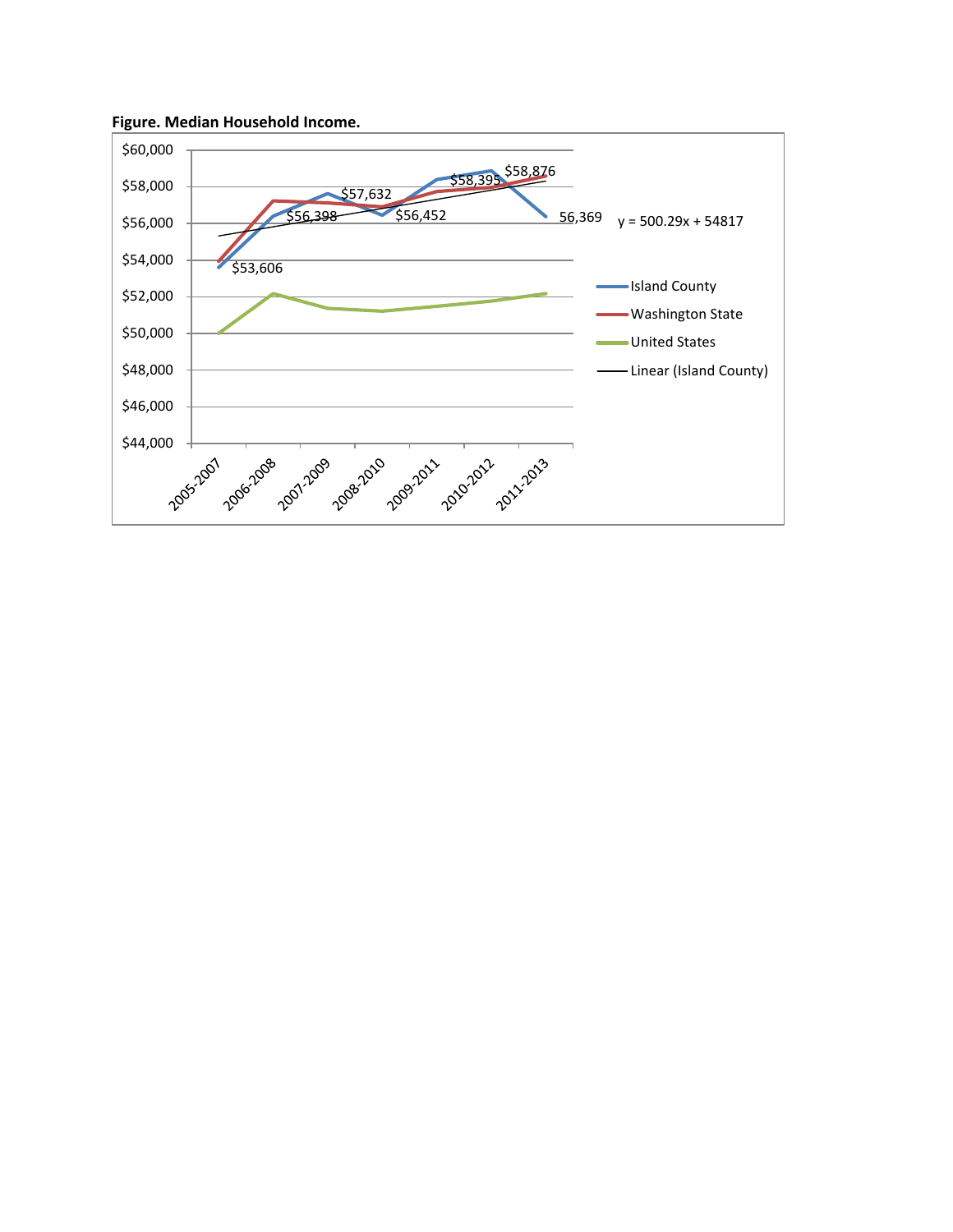**Figure. Median Household Income.**

$60,000
$58,000
$56,000
$54,000
$52,000
$50,000
$48,000
$46,000
$44,000

2005-2007
2006-2008
2007-2009
2008-2010
2009-2011
2010-2012
2011-2013

$53,606
$56,398
$57,632
$56,452
$58,395
$58,876
56,369

y = 500.29x + 54817

Island County
Washington State
United States
Linear (Island County)